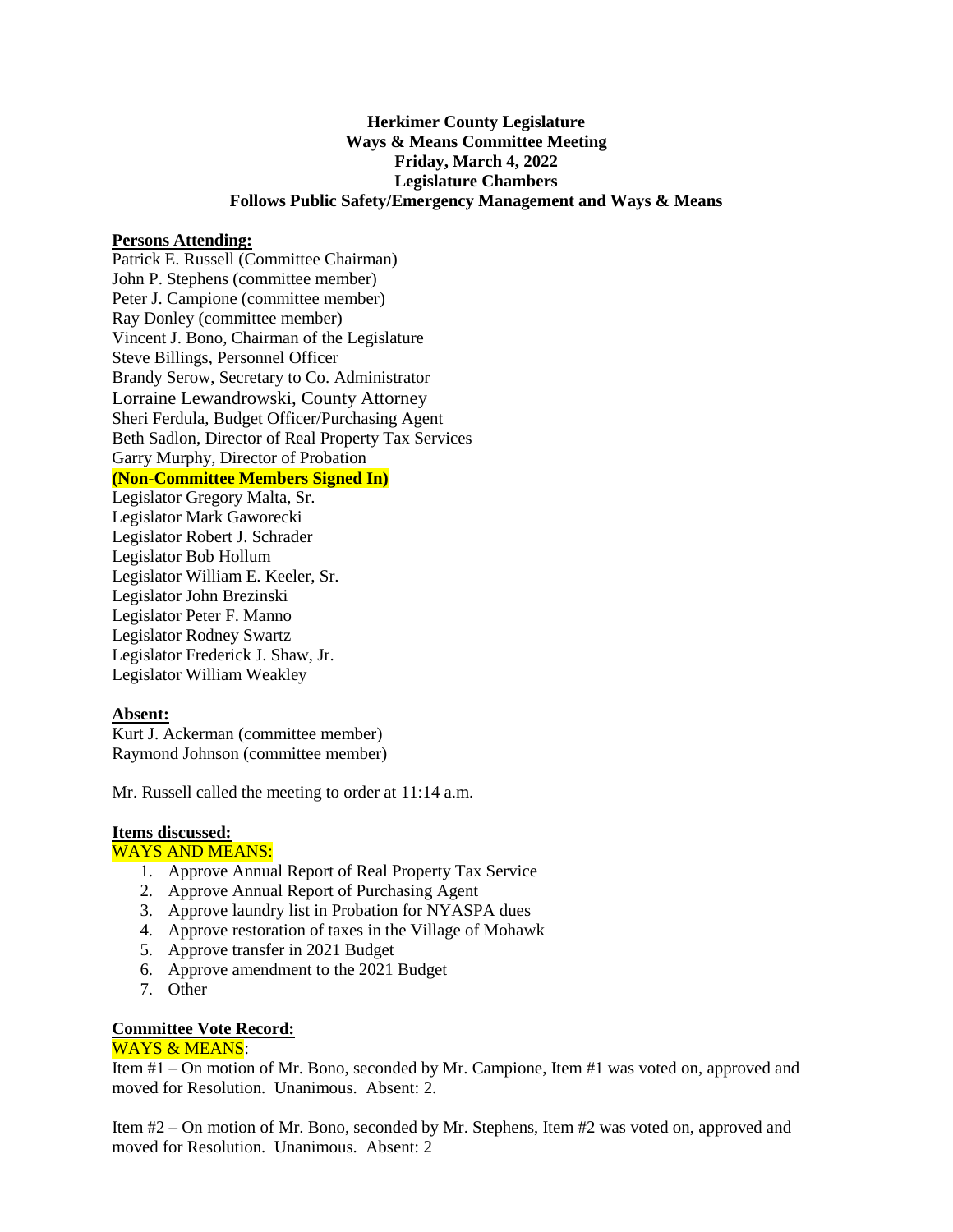**Herkimer County Legislature**
**Ways & Means Committee Meeting**
**Friday, March 4, 2022**
**Legislature Chambers**
**Follows Public Safety/Emergency Management and Ways & Means**

**Persons Attending:**

Patrick E. Russell (Committee Chairman)
John P. Stephens (committee member)
Peter J. Campione (committee member)
Ray Donley (committee member)
Vincent J. Bono, Chairman of the Legislature
Steve Billings, Personnel Officer
Brandy Serow, Secretary to Co. Administrator
Lorraine Lewandrowski, County Attorney
Sheri Ferdula, Budget Officer/Purchasing Agent
Beth Sadlon, Director of Real Property Tax Services
Garry Murphy, Director of Probation

**(Non-Committee Members Signed In)**

Legislator Gregory Malta, Sr.
Legislator Mark Gaworecki
Legislator Robert J. Schrader
Legislator Bob Hollum
Legislator William E. Keeler, Sr.
Legislator John Brezinski
Legislator Peter F. Manno
Legislator Rodney Swartz
Legislator Frederick J. Shaw, Jr.
Legislator William Weakley

**Absent:**

Kurt J. Ackerman (committee member)
Raymond Johnson (committee member)

Mr. Russell called the meeting to order at 11:14 a.m.

**Items discussed:**

WAYS AND MEANS:

1. Approve Annual Report of Real Property Tax Service
2. Approve Annual Report of Purchasing Agent
3. Approve laundry list in Probation for NYASPA dues
4. Approve restoration of taxes in the Village of Mohawk
5. Approve transfer in 2021 Budget
6. Approve amendment to the 2021 Budget
7. Other

**Committee Vote Record:**

WAYS & MEANS:

Item #1 – On motion of Mr. Bono, seconded by Mr. Campione, Item #1 was voted on, approved and moved for Resolution. Unanimous. Absent: 2.

Item #2 – On motion of Mr. Bono, seconded by Mr. Stephens, Item #2 was voted on, approved and moved for Resolution. Unanimous. Absent: 2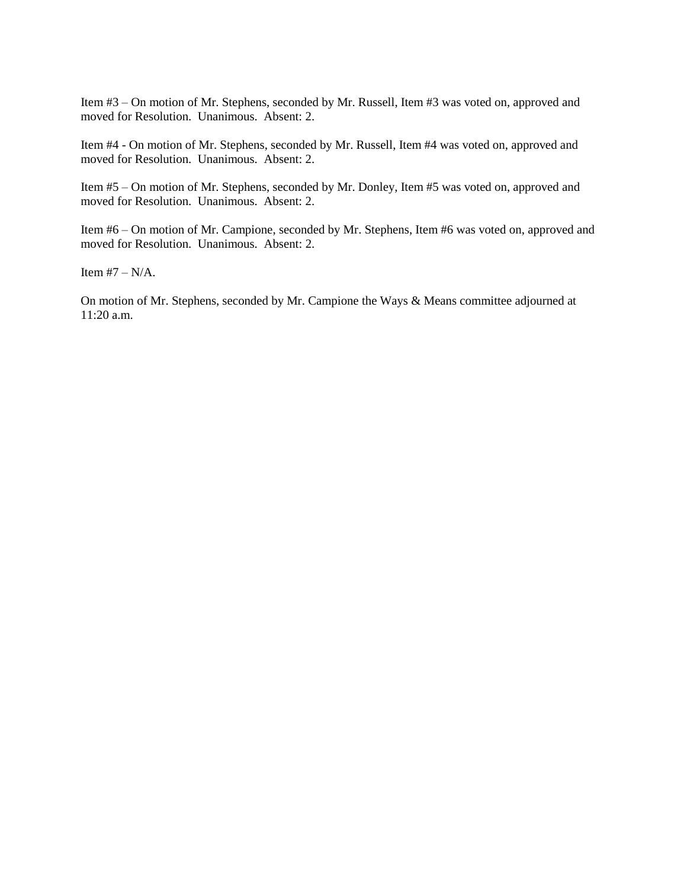Item #3 – On motion of Mr. Stephens, seconded by Mr. Russell, Item #3 was voted on, approved and moved for Resolution. Unanimous. Absent: 2.

Item #4 - On motion of Mr. Stephens, seconded by Mr. Russell, Item #4 was voted on, approved and moved for Resolution. Unanimous. Absent: 2.

Item #5 – On motion of Mr. Stephens, seconded by Mr. Donley, Item #5 was voted on, approved and moved for Resolution. Unanimous. Absent: 2.

Item #6 – On motion of Mr. Campione, seconded by Mr. Stephens, Item #6 was voted on, approved and moved for Resolution. Unanimous. Absent: 2.

Item #7 – N/A.

On motion of Mr. Stephens, seconded by Mr. Campione the Ways & Means committee adjourned at 11:20 a.m.